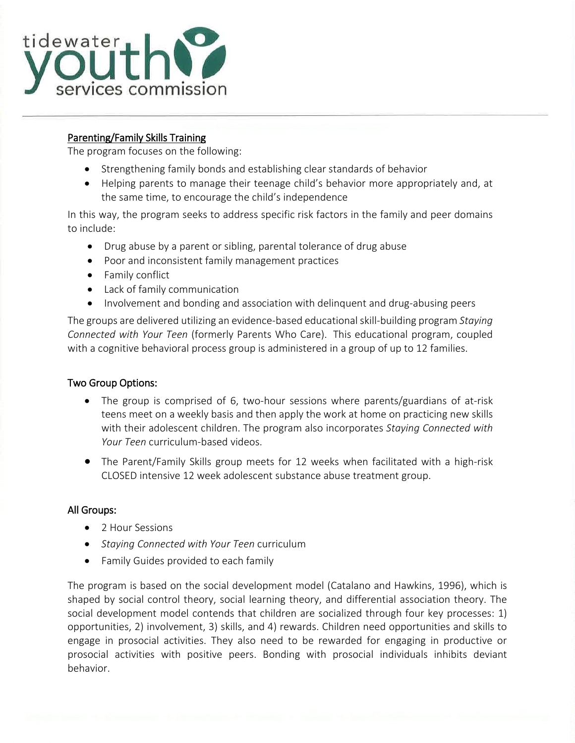tidewater youth services commission

## Parenting/Family Skills Training

The program focuses on the following:

- Strengthening family bonds and establishing clear standards of behavior
- Helping parents to manage their teenage child's behavior more appropriately and, at the same time, to encourage the child's independence

In this way, the program seeks to address specific risk factors in the family and peer domains to include:

- Drug abuse by a parent or sibling, parental tolerance of drug abuse
- Poor and inconsistent family management practices
- Family conflict
- Lack of family communication
- Involvement and bonding and association with delinquent and drug-abusing peers

The groups are delivered utilizing an evidence-based educational skill-building program *Staying Connected with Your Teen* (formerly Parents Who Care). This educational program, coupled with a cognitive behavioral process group is administered in a group of up to 12 families.

### Two Group Options:

- The group is comprised of 6, two-hour sessions where parents/guardians of at-risk teens meet on a weekly basis and then apply the work at home on practicing new skills with their adolescent children. The program also incorporates *Staying Connected with Your Teen* curriculum-based videos.
- The Parent/Family Skills group meets for 12 weeks when facilitated with a high-risk CLOSED intensive 12 week adolescent substance abuse treatment group.

### All Groups:

- 2 Hour Sessions
- *Staying Connected with Your Teen* curriculum
- Family Guides provided to each family

The program is based on the social development model (Catalano and Hawkins, 1996), which is shaped by social control theory, social learning theory, and differential association theory. The social development model contends that children are socialized through four key processes: 1) opportunities, 2) involvement, 3) skills, and 4) rewards. Children need opportunities and skills to engage in prosocial activities. They also need to be rewarded for engaging in productive or prosocial activities with positive peers. Bonding with prosocial individuals inhibits deviant behavior.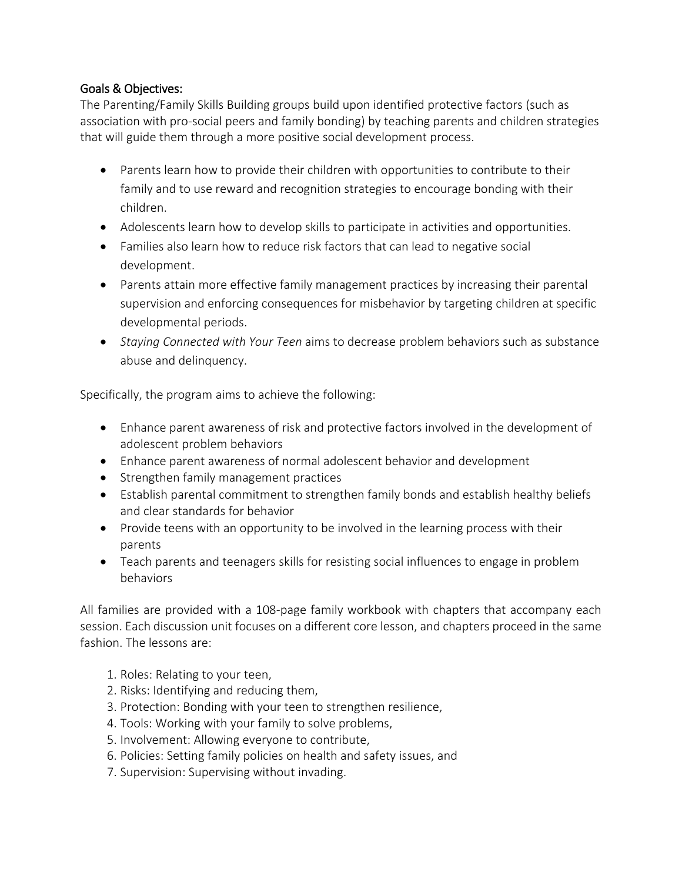## Goals & Objectives:

The Parenting/Family Skills Building groups build upon identified protective factors (such as association with pro-social peers and family bonding) by teaching parents and children strategies that will guide them through a more positive social development process.

- Parents learn how to provide their children with opportunities to contribute to their family and to use reward and recognition strategies to encourage bonding with their children.
- Adolescents learn how to develop skills to participate in activities and opportunities.
- Families also learn how to reduce risk factors that can lead to negative social development.
- Parents attain more effective family management practices by increasing their parental supervision and enforcing consequences for misbehavior by targeting children at specific developmental periods.
- *Staying Connected with Your Teen* aims to decrease problem behaviors such as substance abuse and delinquency.

Specifically, the program aims to achieve the following:

- Enhance parent awareness of risk and protective factors involved in the development of adolescent problem behaviors
- Enhance parent awareness of normal adolescent behavior and development
- Strengthen family management practices
- Establish parental commitment to strengthen family bonds and establish healthy beliefs and clear standards for behavior
- Provide teens with an opportunity to be involved in the learning process with their parents
- Teach parents and teenagers skills for resisting social influences to engage in problem behaviors

All families are provided with a 108-page family workbook with chapters that accompany each session. Each discussion unit focuses on a different core lesson, and chapters proceed in the same fashion. The lessons are:

1. Roles: Relating to your teen,
2. Risks: Identifying and reducing them,
3. Protection: Bonding with your teen to strengthen resilience,
4. Tools: Working with your family to solve problems,
5. Involvement: Allowing everyone to contribute,
6. Policies: Setting family policies on health and safety issues, and
7. Supervision: Supervising without invading.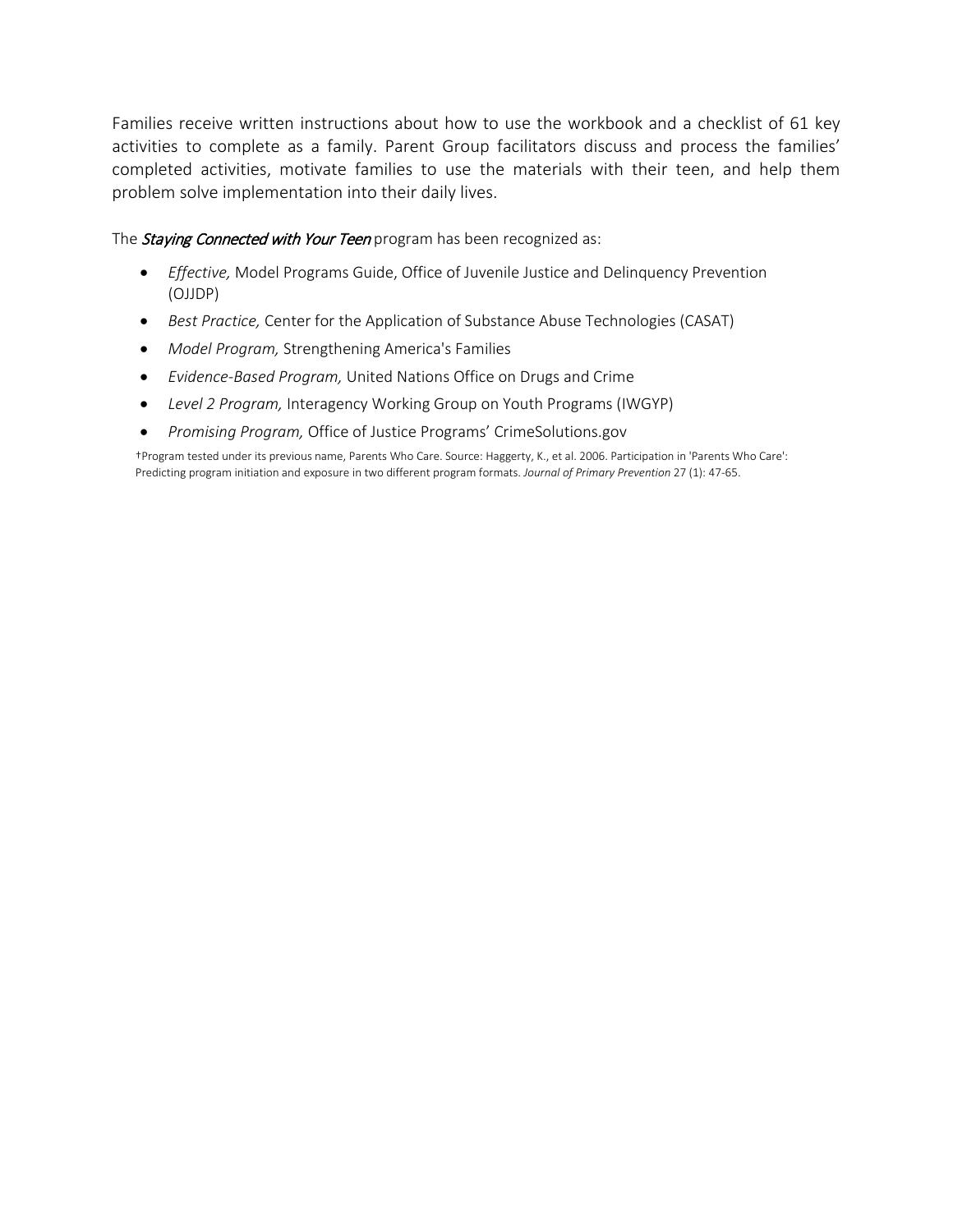Families receive written instructions about how to use the workbook and a checklist of 61 key activities to complete as a family. Parent Group facilitators discuss and process the families' completed activities, motivate families to use the materials with their teen, and help them problem solve implementation into their daily lives.

The ***Staying Connected with Your Teen*** program has been recognized as:

- *Effective,* Model Programs Guide, Office of Juvenile Justice and Delinquency Prevention (OJJDP)
- *Best Practice,* Center for the Application of Substance Abuse Technologies (CASAT)
- *Model Program,* Strengthening America's Families
- *Evidence-Based Program,* United Nations Office on Drugs and Crime
- *Level 2 Program,* Interagency Working Group on Youth Programs (IWGYP)
- *Promising Program,* Office of Justice Programs' CrimeSolutions.gov

†Program tested under its previous name, Parents Who Care. Source: Haggerty, K., et al. 2006. Participation in 'Parents Who Care': Predicting program initiation and exposure in two different program formats. *Journal of Primary Prevention* 27 (1): 47-65.